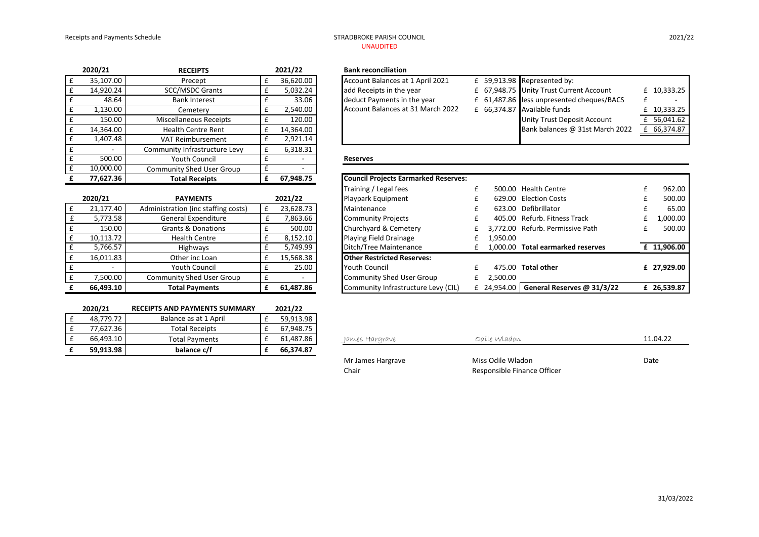Receipts and Payments Schedule

# STRADBROKE PARISH COUNCIL

UNAUDITED

2021/22

| 2020/21 | RECEIPTS | 2021/22 |
|---|---|---|
| £ 35,107.00 | Precept | £ 36,620.00 |
| £ 14,920.24 | SCC/MSDC Grants | £ 5,032.24 |
| £ 48.64 | Bank Interest | £ 33.06 |
| £ 1,130.00 | Cemetery | £ 2,540.00 |
| £ 150.00 | Miscellaneous Receipts | £ 120.00 |
| £ 14,364.00 | Health Centre Rent | £ 14,364.00 |
| £ 1,407.48 | VAT Reimbursement | £ 2,921.14 |
| £ - | Community Infrastructure Levy | £ 6,318.31 |
| £ 500.00 | Youth Council | £ - |
| £ 10,000.00 | Community Shed User Group | £ - |
| **£ 77,627.36** | **Total Receipts** | **£ 67,948.75** |

| 2020/21 | PAYMENTS | 2021/22 |
|---|---|---|
| £ 21,177.40 | Administration (inc staffing costs) | £ 23,628.73 |
| £ 5,773.58 | General Expenditure | £ 7,863.66 |
| £ 150.00 | Grants & Donations | £ 500.00 |
| £ 10,113.72 | Health Centre | £ 8,152.10 |
| £ 5,766.57 | Highways | £ 5,749.99 |
| £ 16,011.83 | Other inc Loan | £ 15,568.38 |
| £ - | Youth Council | £ 25.00 |
| £ 7,500.00 | Community Shed User Group | £ - |
| **£ 66,493.10** | **Total Payments** | **£ 61,487.86** |

| 2020/21 | RECEIPTS AND PAYMENTS SUMMARY | 2021/22 |
|---|---|---|
| £ 48,779.72 | Balance as at 1 April | £ 59,913.98 |
| £ 77,627.36 | Total Receipts | £ 67,948.75 |
| £ 66,493.10 | Total Payments | £ 61,487.86 |
| **£ 59,913.98** | **balance c/f** | **£ 66,374.87** |

**Bank reconciliation**

| | | | |
|---|---|---|---|
| Account Balances at 1 April 2021 | £ 59,913.98 | Represented by: | |
| add Receipts in the year | £ 67,948.75 | Unity Trust Current Account | £ 10,333.25 |
| deduct Payments in the year | £ 61,487.86 | less unpresented cheques/BACS | £ - |
| Account Balances at 31 March 2022 | £ 66,374.87 | Available funds | £ 10,333.25 |
| | | Unity Trust Deposit Account | £ 56,041.62 |
| | | Bank balances @ 31st March 2022 | £ 66,374.87 |

**Reserves**

| **Council Projects Earmarked Reserves:** | | | |
|---|---|---|---|
| Training / Legal fees | £ 500.00 | Health Centre | £ 962.00 |
| Playpark Equipment | £ 629.00 | Election Costs | £ 500.00 |
| Maintenance | £ 623.00 | Defibrillator | £ 65.00 |
| Community Projects | £ 405.00 | Refurb. Fitness Track | £ 1,000.00 |
| Churchyard & Cemetery | £ 3,772.00 | Refurb. Permissive Path | £ 500.00 |
| Playing Field Drainage | £ 1,950.00 | | |
| Ditch/Tree Maintenance | £ 1,000.00 | **Total earmarked reserves** | **£ 11,906.00** |
| **Other Restricted Reserves:** | | | |
| Youth Council | £ 475.00 | **Total other** | **£ 27,929.00** |
| Community Shed User Group | £ 2,500.00 | | |
| Community Infrastructure Levy (CIL) | £ 24,954.00 | **General Reserves @ 31/3/22** | **£ 26,539.87** |

| *James Hargrave* | *Odile Wladon* | 11.04.22 |
|---|---|---|
| Mr James Hargrave<br>Chair | Miss Odile Wladon<br>Responsible Finance Officer | Date |

31/03/2022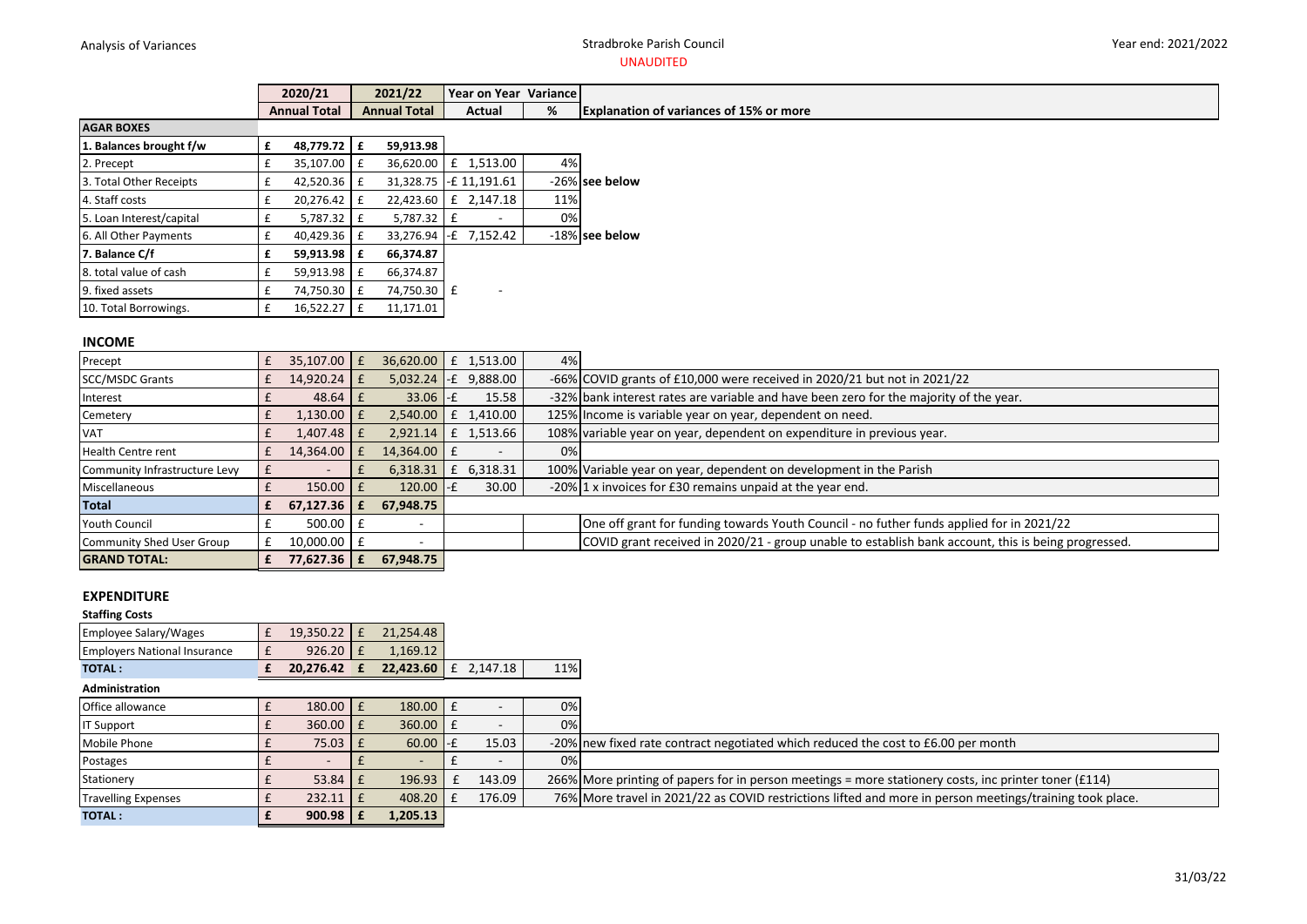Analysis of Variances

Stradbroke Parish Council

UNAUDITED

Year end: 2021/2022

| | 2020/21 | 2021/22 | Year on Year | Variance | |
|---|---|---|---|---|---|
| | Annual Total | Annual Total | Actual | % | Explanation of variances of 15% or more |
| **AGAR BOXES** | | | | | |
| **1. Balances brought f/w** | **£ 48,779.72** | **£ 59,913.98** | | | |
| 2. Precept | £ 35,107.00 | £ 36,620.00 | £ 1,513.00 | 4% | |
| 3. Total Other Receipts | £ 42,520.36 | £ 31,328.75 | -£ 11,191.61 | -26% | **see below** |
| 4. Staff costs | £ 20,276.42 | £ 22,423.60 | £ 2,147.18 | 11% | |
| 5. Loan Interest/capital | £ 5,787.32 | £ 5,787.32 | £ - | 0% | |
| 6. All Other Payments | £ 40,429.36 | £ 33,276.94 | -£ 7,152.42 | -18% | **see below** |
| **7. Balance C/f** | **£ 59,913.98** | **£ 66,374.87** | | | |
| 8. total value of cash | £ 59,913.98 | £ 66,374.87 | | | |
| 9. fixed assets | £ 74,750.30 | £ 74,750.30 | £ - | | |
| 10. Total Borrowings. | £ 16,522.27 | £ 11,171.01 | | | |

## INCOME

| | 2020/21 | 2021/22 | Actual | % | Explanation |
|---|---|---|---|---|---|
| Precept | £ 35,107.00 | £ 36,620.00 | £ 1,513.00 | 4% | |
| SCC/MSDC Grants | £ 14,920.24 | £ 5,032.24 | -£ 9,888.00 | -66% | COVID grants of £10,000 were received in 2020/21 but not in 2021/22 |
| Interest | £ 48.64 | £ 33.06 | -£ 15.58 | -32% | bank interest rates are variable and have been zero for the majority of the year. |
| Cemetery | £ 1,130.00 | £ 2,540.00 | £ 1,410.00 | 125% | Income is variable year on year, dependent on need. |
| VAT | £ 1,407.48 | £ 2,921.14 | £ 1,513.66 | 108% | variable year on year, dependent on expenditure in previous year. |
| Health Centre rent | £ 14,364.00 | £ 14,364.00 | £ - | 0% | |
| Community Infrastructure Levy | £ - | £ 6,318.31 | £ 6,318.31 | 100% | Variable year on year, dependent on development in the Parish |
| Miscellaneous | £ 150.00 | £ 120.00 | -£ 30.00 | -20% | 1 x invoices for £30 remains unpaid at the year end. |
| **Total** | **£ 67,127.36** | **£ 67,948.75** | | | |
| Youth Council | £ 500.00 | £ - | | | One off grant for funding towards Youth Council - no futher funds applied for in 2021/22 |
| Community Shed User Group | £ 10,000.00 | £ - | | | COVID grant received in 2020/21 - group unable to establish bank account, this is being progressed. |
| **GRAND TOTAL:** | **£ 77,627.36** | **£ 67,948.75** | | | |

## EXPENDITURE

**Staffing Costs**

| | 2020/21 | 2021/22 | Actual | % | Explanation |
|---|---|---|---|---|---|
| Employee Salary/Wages | £ 19,350.22 | £ 21,254.48 | | | |
| Employers National Insurance | £ 926.20 | £ 1,169.12 | | | |
| **TOTAL :** | **£ 20,276.42** | **£ 22,423.60** | £ 2,147.18 | 11% | |

**Administration**

| | 2020/21 | 2021/22 | Actual | % | Explanation |
|---|---|---|---|---|---|
| Office allowance | £ 180.00 | £ 180.00 | £ - | 0% | |
| IT Support | £ 360.00 | £ 360.00 | £ - | 0% | |
| Mobile Phone | £ 75.03 | £ 60.00 | -£ 15.03 | -20% | new fixed rate contract negotiated which reduced the cost to £6.00 per month |
| Postages | £ - | £ - | £ - | 0% | |
| Stationery | £ 53.84 | £ 196.93 | £ 143.09 | 266% | More printing of papers for in person meetings = more stationery costs, inc printer toner (£114) |
| Travelling Expenses | £ 232.11 | £ 408.20 | £ 176.09 | 76% | More travel in 2021/22 as COVID restrictions lifted and more in person meetings/training took place. |
| **TOTAL :** | **£ 900.98** | **£ 1,205.13** | | | |

31/03/22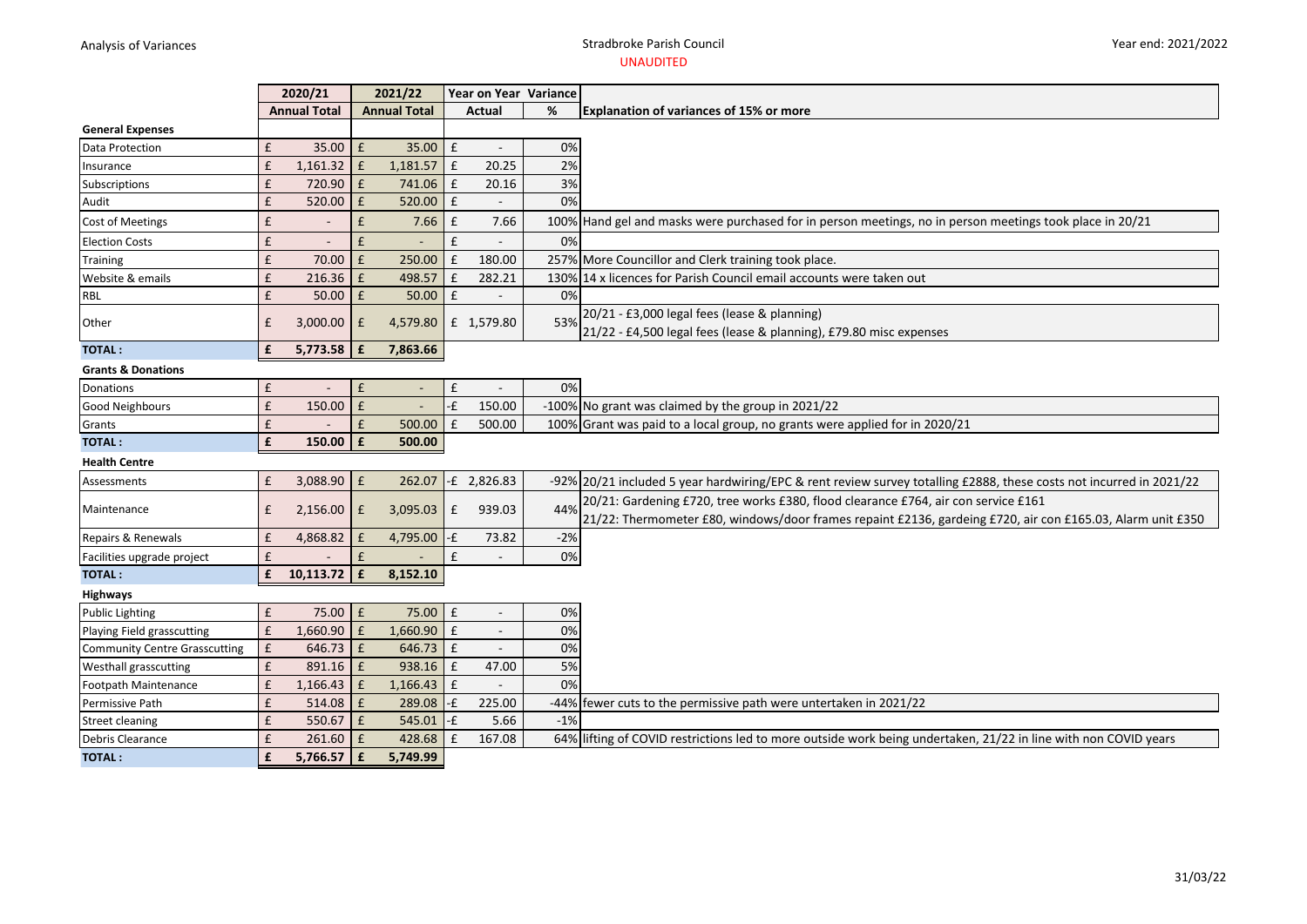Analysis of Variances

Stradbroke Parish Council

UNAUDITED

Year end: 2021/2022

| | 2020/21 | 2021/22 | Year on Year | Variance | |
|---|---|---|---|---|---|
| | Annual Total | Annual Total | Actual | % | Explanation of variances of 15% or more |
| **General Expenses** | | | | | |
| Data Protection | £ 35.00 | £ 35.00 | £ - | 0% | |
| Insurance | £ 1,161.32 | £ 1,181.57 | £ 20.25 | 2% | |
| Subscriptions | £ 720.90 | £ 741.06 | £ 20.16 | 3% | |
| Audit | £ 520.00 | £ 520.00 | £ - | 0% | |
| Cost of Meetings | £ - | £ 7.66 | £ 7.66 | 100% | Hand gel and masks were purchased for in person meetings, no in person meetings took place in 20/21 |
| Election Costs | £ - | £ - | £ - | 0% | |
| Training | £ 70.00 | £ 250.00 | £ 180.00 | 257% | More Councillor and Clerk training took place. |
| Website & emails | £ 216.36 | £ 498.57 | £ 282.21 | 130% | 14 x licences for Parish Council email accounts were taken out |
| RBL | £ 50.00 | £ 50.00 | £ - | 0% | |
| Other | £ 3,000.00 | £ 4,579.80 | £ 1,579.80 | 53% | 20/21 - £3,000 legal fees (lease & planning)<br>21/22 - £4,500 legal fees (lease & planning), £79.80 misc expenses |
| **TOTAL :** | **£ 5,773.58** | **£ 7,863.66** | | | |
| **Grants & Donations** | | | | | |
| Donations | £ - | £ - | £ - | 0% | |
| Good Neighbours | £ 150.00 | £ - | -£ 150.00 | -100% | No grant was claimed by the group in 2021/22 |
| Grants | £ - | £ 500.00 | £ 500.00 | 100% | Grant was paid to a local group, no grants were applied for in 2020/21 |
| **TOTAL :** | **£ 150.00** | **£ 500.00** | | | |
| **Health Centre** | | | | | |
| Assessments | £ 3,088.90 | £ 262.07 | -£ 2,826.83 | -92% | 20/21 included 5 year hardwiring/EPC & rent review survey totalling £2888, these costs not incurred in 2021/22 |
| Maintenance | £ 2,156.00 | £ 3,095.03 | £ 939.03 | 44% | 20/21: Gardening £720, tree works £380, flood clearance £764, air con service £161<br>21/22: Thermometer £80, windows/door frames repaint £2136, gardeing £720, air con £165.03, Alarm unit £350 |
| Repairs & Renewals | £ 4,868.82 | £ 4,795.00 | -£ 73.82 | -2% | |
| Facilities upgrade project | £ - | £ - | £ - | 0% | |
| **TOTAL :** | **£ 10,113.72** | **£ 8,152.10** | | | |
| **Highways** | | | | | |
| Public Lighting | £ 75.00 | £ 75.00 | £ - | 0% | |
| Playing Field grasscutting | £ 1,660.90 | £ 1,660.90 | £ - | 0% | |
| Community Centre Grasscutting | £ 646.73 | £ 646.73 | £ - | 0% | |
| Westhall grasscutting | £ 891.16 | £ 938.16 | £ 47.00 | 5% | |
| Footpath Maintenance | £ 1,166.43 | £ 1,166.43 | £ - | 0% | |
| Permissive Path | £ 514.08 | £ 289.08 | -£ 225.00 | -44% | fewer cuts to the permissive path were untertaken in 2021/22 |
| Street cleaning | £ 550.67 | £ 545.01 | -£ 5.66 | -1% | |
| Debris Clearance | £ 261.60 | £ 428.68 | £ 167.08 | 64% | lifting of COVID restrictions led to more outside work being undertaken, 21/22 in line with non COVID years |
| **TOTAL :** | **£ 5,766.57** | **£ 5,749.99** | | | |

31/03/22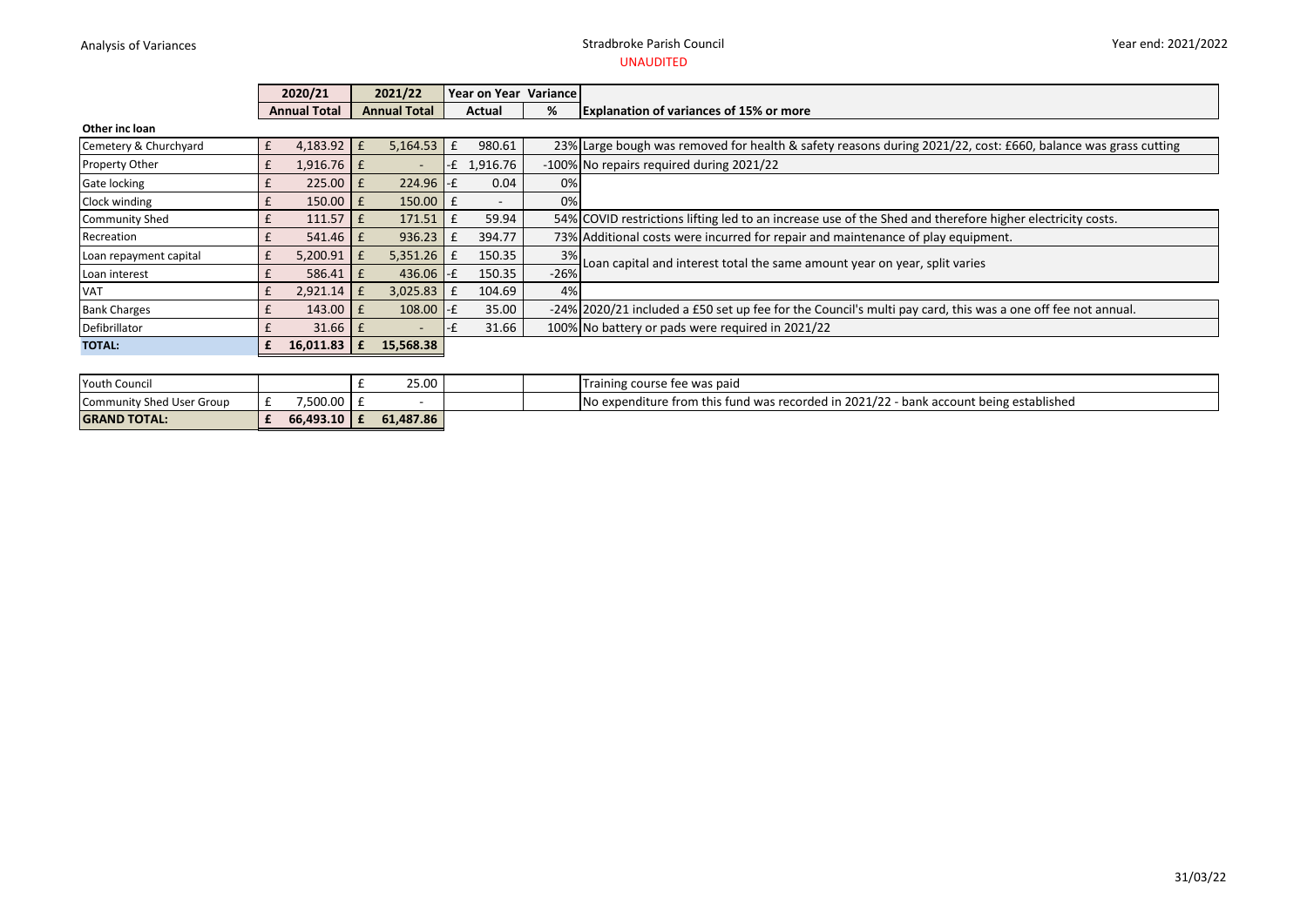| | 2020/21 | 2021/22 | Year on Year | Variance | |
|---|---|---|---|---|---|
| | **Annual Total** | **Annual Total** | **Actual** | **%** | **Explanation of variances of 15% or more** |
| **Other inc loan** | | | | | |
| Cemetery & Churchyard | £ 4,183.92 | £ 5,164.53 | £ 980.61 | 23% | Large bough was removed for health & safety reasons during 2021/22, cost: £660, balance was grass cutting |
| Property Other | £ 1,916.76 | £ - | -£ 1,916.76 | -100% | No repairs required during 2021/22 |
| Gate locking | £ 225.00 | £ 224.96 | -£ 0.04 | 0% | |
| Clock winding | £ 150.00 | £ 150.00 | £ - | 0% | |
| Community Shed | £ 111.57 | £ 171.51 | £ 59.94 | 54% | COVID restrictions lifting led to an increase use of the Shed and therefore higher electricity costs. |
| Recreation | £ 541.46 | £ 936.23 | £ 394.77 | 73% | Additional costs were incurred for repair and maintenance of play equipment. |
| Loan repayment capital | £ 5,200.91 | £ 5,351.26 | £ 150.35 | 3% | Loan capital and interest total the same amount year on year, split varies |
| Loan interest | £ 586.41 | £ 436.06 | -£ 150.35 | -26% | |
| VAT | £ 2,921.14 | £ 3,025.83 | £ 104.69 | 4% | |
| Bank Charges | £ 143.00 | £ 108.00 | -£ 35.00 | -24% | 2020/21 included a £50 set up fee for the Council's multi pay card, this was a one off fee not annual. |
| Defibrillator | £ 31.66 | £ - | -£ 31.66 | 100% | No battery or pads were required in 2021/22 |
| **TOTAL:** | **£ 16,011.83** | **£ 15,568.38** | | | |
| | | | | | |
| Youth Council | | £ 25.00 | | | Training course fee was paid |
| Community Shed User Group | £ 7,500.00 | £ - | | | No expenditure from this fund was recorded in 2021/22 - bank account being established |
| **GRAND TOTAL:** | **£ 66,493.10** | **£ 61,487.86** | | | |